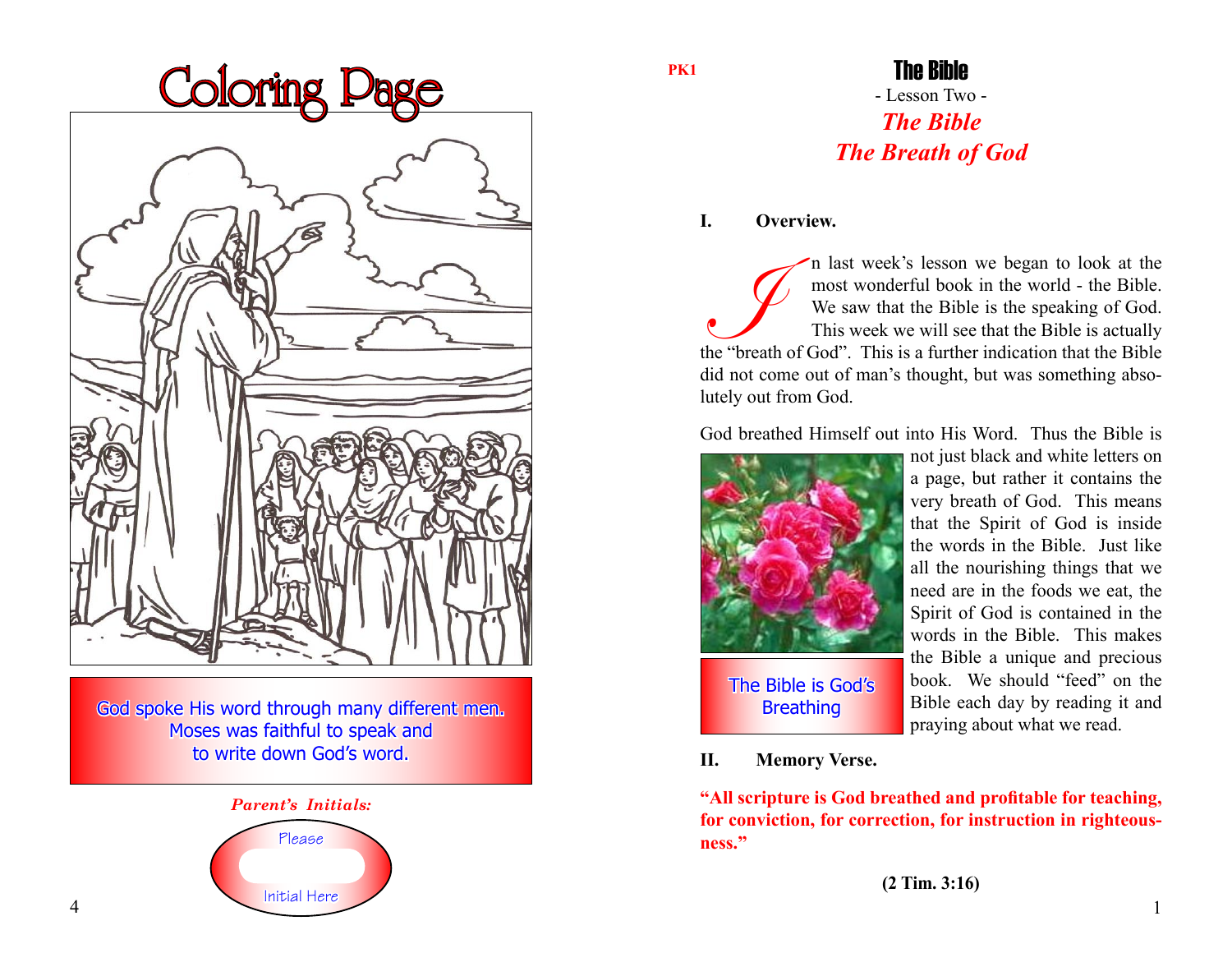# Coloring Page

God spoke His word through many different men. Moses was faithful to speak and to write down God's word.

*Parent's Initials:*

Please

Initial Here

PK1

# The Bible

- Lesson Two -

## *The Bible*
## *The Breath of God*

**I. Overview.**

In last week's lesson we began to look at the most wonderful book in the world - the Bible. We saw that the Bible is the speaking of God. This week we will see that the Bible is actually the "breath of God". This is a further indication that the Bible did not come out of man's thought, but was something absolutely out from God.

God breathed Himself out into His Word. Thus the Bible is not just black and white letters on a page, but rather it contains the very breath of God. This means that the Spirit of God is inside the words in the Bible. Just like all the nourishing things that we need are in the foods we eat, the Spirit of God is contained in the words in the Bible. This makes the Bible a unique and precious book. We should "feed" on the Bible each day by reading it and praying about what we read.

The Bible is God's Breathing

**II. Memory Verse.**

**"All scripture is God breathed and profitable for teaching, for conviction, for correction, for instruction in righteousness."**

**(2 Tim. 3:16)**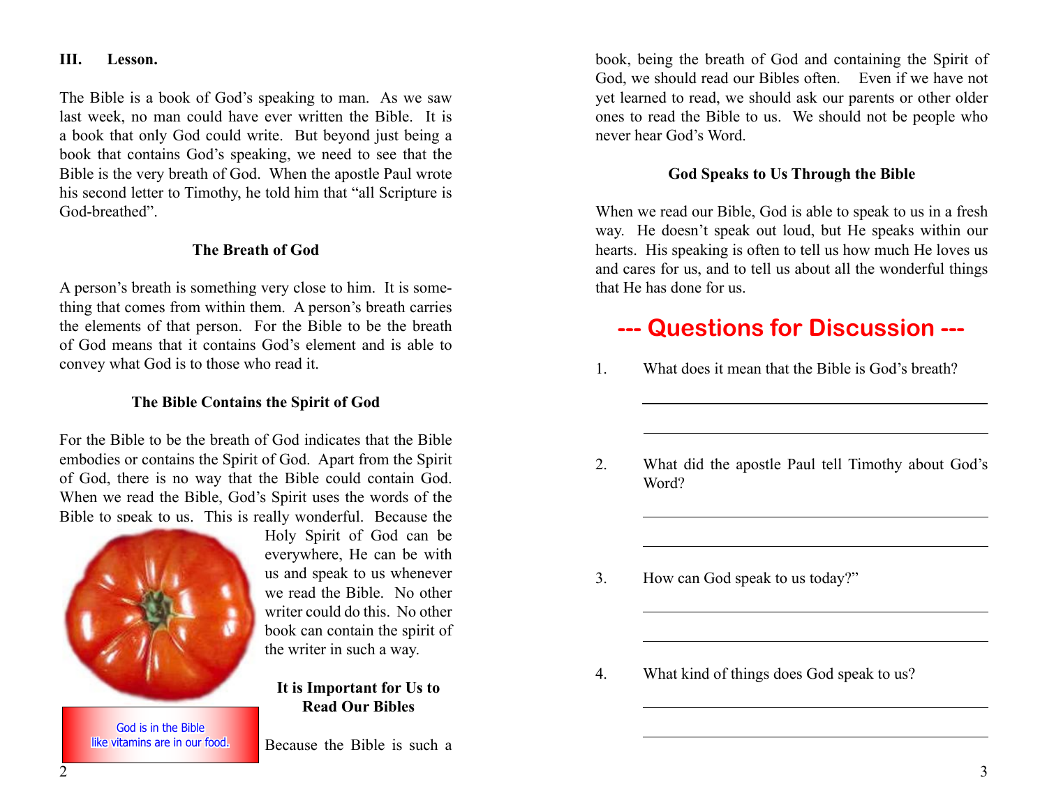## III. Lesson.

The Bible is a book of God's speaking to man. As we saw last week, no man could have ever written the Bible. It is a book that only God could write. But beyond just being a book that contains God's speaking, we need to see that the Bible is the very breath of God. When the apostle Paul wrote his second letter to Timothy, he told him that "all Scripture is God-breathed".

### The Breath of God

A person's breath is something very close to him. It is something that comes from within them. A person's breath carries the elements of that person. For the Bible to be the breath of God means that it contains God's element and is able to convey what God is to those who read it.

### The Bible Contains the Spirit of God

For the Bible to be the breath of God indicates that the Bible embodies or contains the Spirit of God. Apart from the Spirit of God, there is no way that the Bible could contain God. When we read the Bible, God's Spirit uses the words of the Bible to speak to us. This is really wonderful. Because the Holy Spirit of God can be everywhere, He can be with us and speak to us whenever we read the Bible. No other writer could do this. No other book can contain the spirit of the writer in such a way.

God is in the Bible like vitamins are in our food.

### It is Important for Us to Read Our Bibles

Because the Bible is such a book, being the breath of God and containing the Spirit of God, we should read our Bibles often. Even if we have not yet learned to read, we should ask our parents or other older ones to read the Bible to us. We should not be people who never hear God's Word.

### God Speaks to Us Through the Bible

When we read our Bible, God is able to speak to us in a fresh way. He doesn't speak out loud, but He speaks within our hearts. His speaking is often to tell us how much He loves us and cares for us, and to tell us about all the wonderful things that He has done for us.

## --- Questions for Discussion ---

1. What does it mean that the Bible is God's breath?

_______________________________________

_______________________________________

2. What did the apostle Paul tell Timothy about God's Word?

_______________________________________

_______________________________________

3. How can God speak to us today?"

_______________________________________

_______________________________________

4. What kind of things does God speak to us?

_______________________________________

_______________________________________